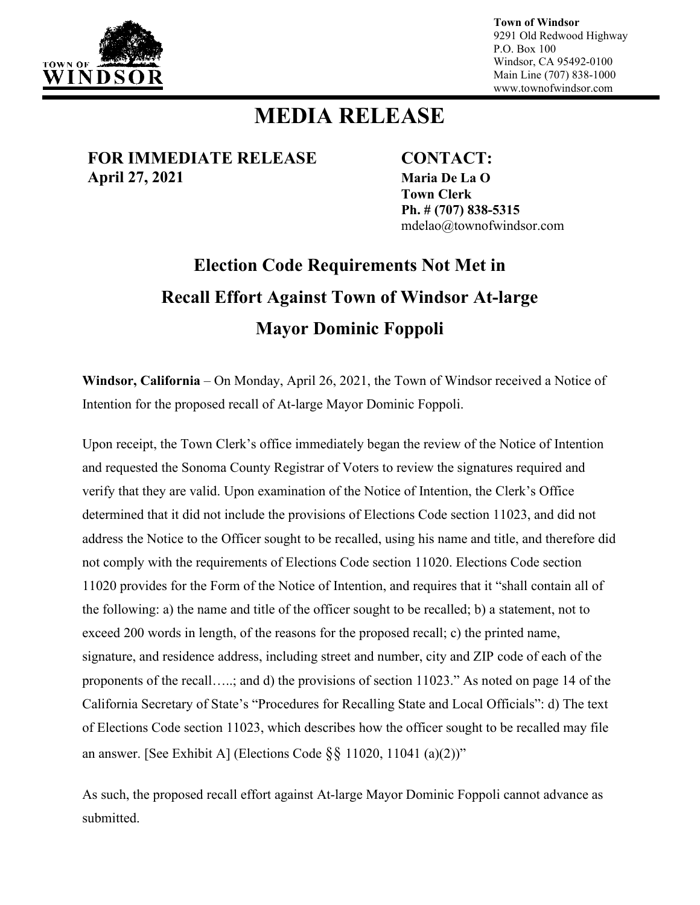**Town of Windsor**
9291 Old Redwood Highway
P.O. Box 100
Windsor, CA 95492-0100
Main Line (707) 838-1000
www.townofwindsor.com

# MEDIA RELEASE

**FOR IMMEDIATE RELEASE**
**April 27, 2021**

**CONTACT:**
**Maria De La O**
**Town Clerk**
**Ph. # (707) 838-5315**
mdelao@townofwindsor.com

## Election Code Requirements Not Met in Recall Effort Against Town of Windsor At-large Mayor Dominic Foppoli

**Windsor, California** – On Monday, April 26, 2021, the Town of Windsor received a Notice of Intention for the proposed recall of At-large Mayor Dominic Foppoli.

Upon receipt, the Town Clerk's office immediately began the review of the Notice of Intention and requested the Sonoma County Registrar of Voters to review the signatures required and verify that they are valid. Upon examination of the Notice of Intention, the Clerk's Office determined that it did not include the provisions of Elections Code section 11023, and did not address the Notice to the Officer sought to be recalled, using his name and title, and therefore did not comply with the requirements of Elections Code section 11020. Elections Code section 11020 provides for the Form of the Notice of Intention, and requires that it "shall contain all of the following: a) the name and title of the officer sought to be recalled; b) a statement, not to exceed 200 words in length, of the reasons for the proposed recall; c) the printed name, signature, and residence address, including street and number, city and ZIP code of each of the proponents of the recall…..; and d) the provisions of section 11023." As noted on page 14 of the California Secretary of State's "Procedures for Recalling State and Local Officials": d) The text of Elections Code section 11023, which describes how the officer sought to be recalled may file an answer. [See Exhibit A] (Elections Code §§ 11020, 11041 (a)(2))"

As such, the proposed recall effort against At-large Mayor Dominic Foppoli cannot advance as submitted.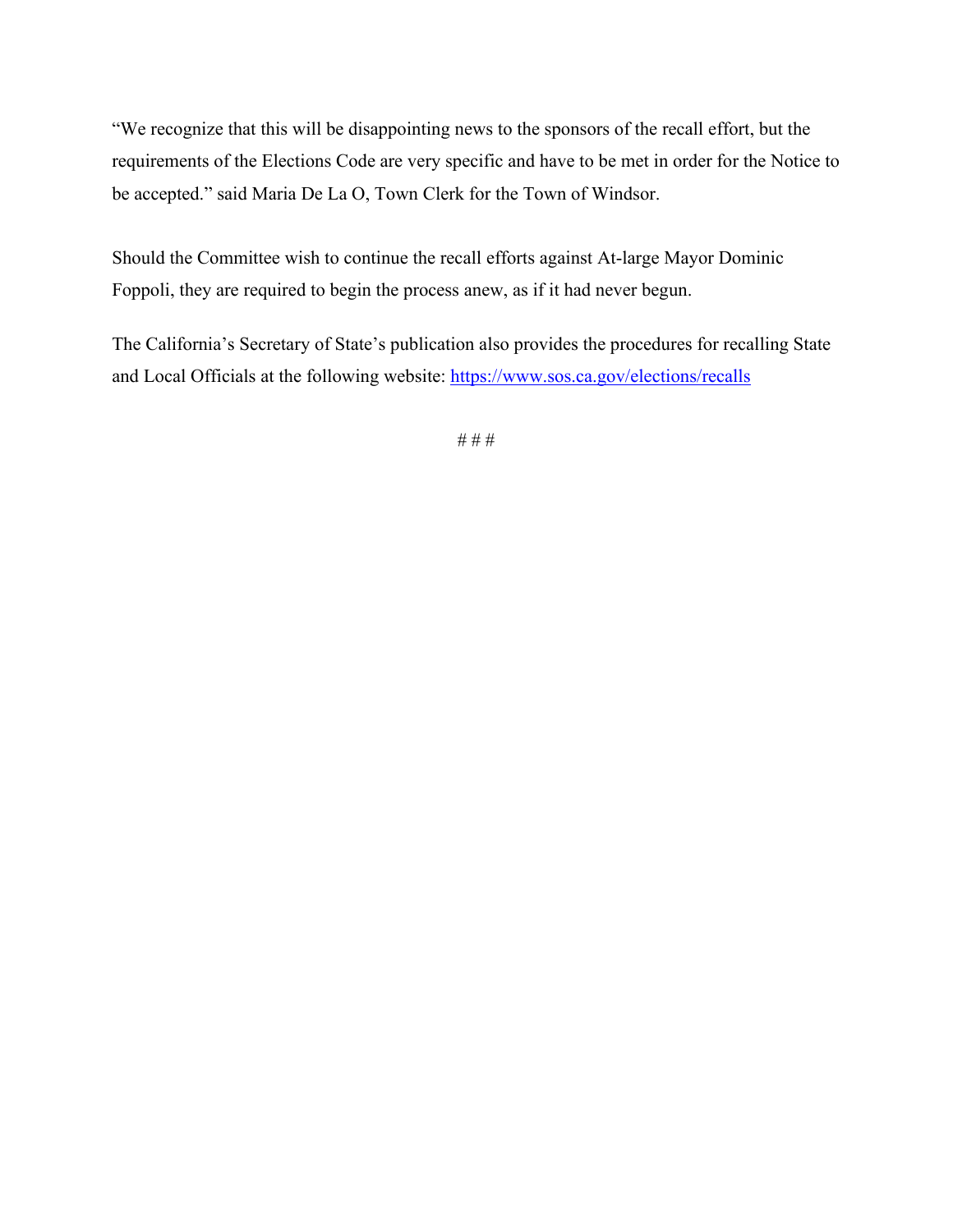"We recognize that this will be disappointing news to the sponsors of the recall effort, but the requirements of the Elections Code are very specific and have to be met in order for the Notice to be accepted." said Maria De La O, Town Clerk for the Town of Windsor.

Should the Committee wish to continue the recall efforts against At-large Mayor Dominic Foppoli, they are required to begin the process anew, as if it had never begun.

The California's Secretary of State's publication also provides the procedures for recalling State and Local Officials at the following website: https://www.sos.ca.gov/elections/recalls

# # #